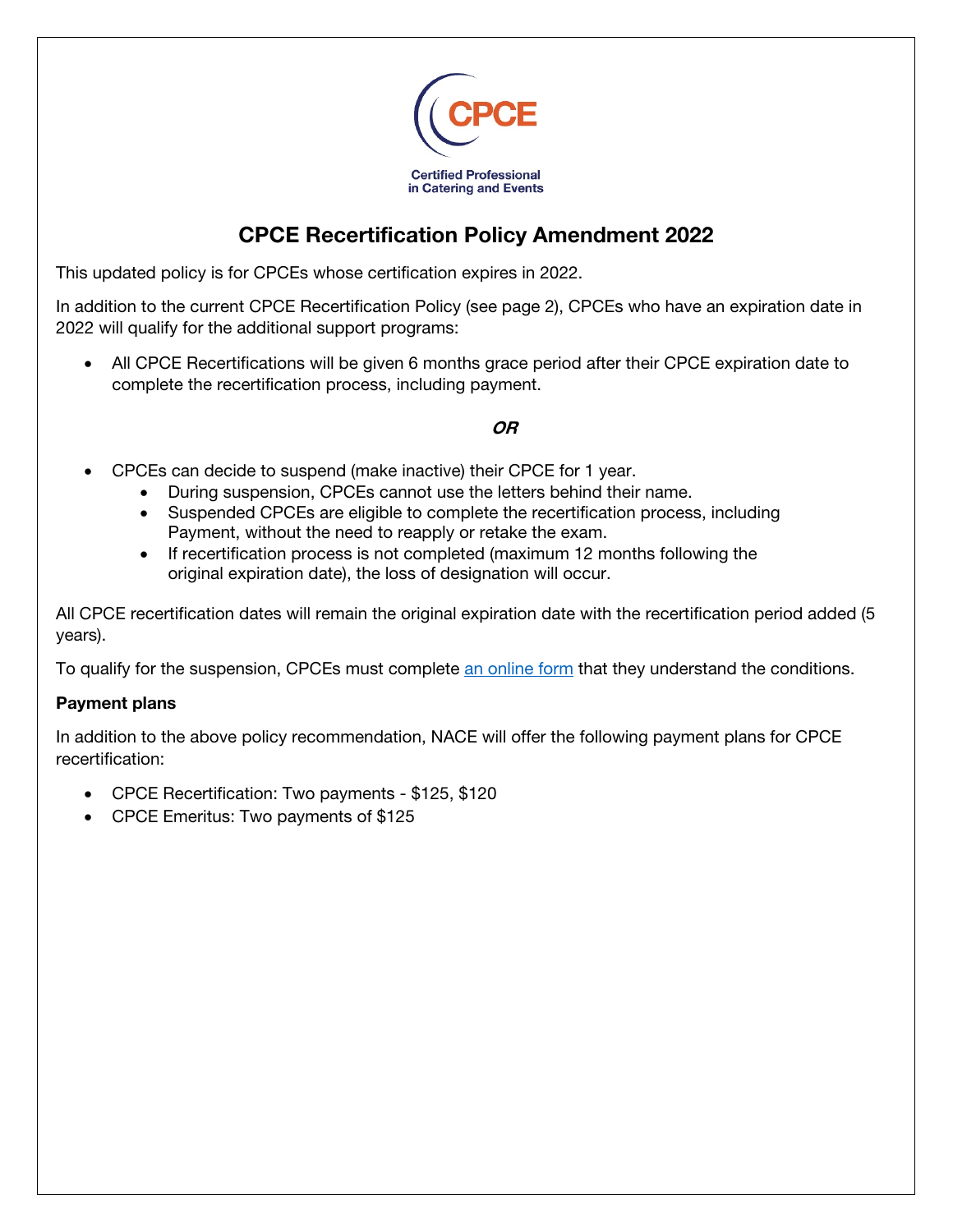CPCE

Certified Professional in Catering and Events

# CPCE Recertification Policy Amendment 2022

This updated policy is for CPCEs whose certification expires in 2022.

In addition to the current CPCE Recertification Policy (see page 2), CPCEs who have an expiration date in 2022 will qualify for the additional support programs:

- All CPCE Recertifications will be given 6 months grace period after their CPCE expiration date to complete the recertification process, including payment.

***OR***

- CPCEs can decide to suspend (make inactive) their CPCE for 1 year.
  - During suspension, CPCEs cannot use the letters behind their name.
  - Suspended CPCEs are eligible to complete the recertification process, including Payment, without the need to reapply or retake the exam.
  - If recertification process is not completed (maximum 12 months following the original expiration date), the loss of designation will occur.

All CPCE recertification dates will remain the original expiration date with the recertification period added (5 years).

To qualify for the suspension, CPCEs must complete an online form that they understand the conditions.

**Payment plans**

In addition to the above policy recommendation, NACE will offer the following payment plans for CPCE recertification:

- CPCE Recertification: Two payments - $125, $120
- CPCE Emeritus: Two payments of $125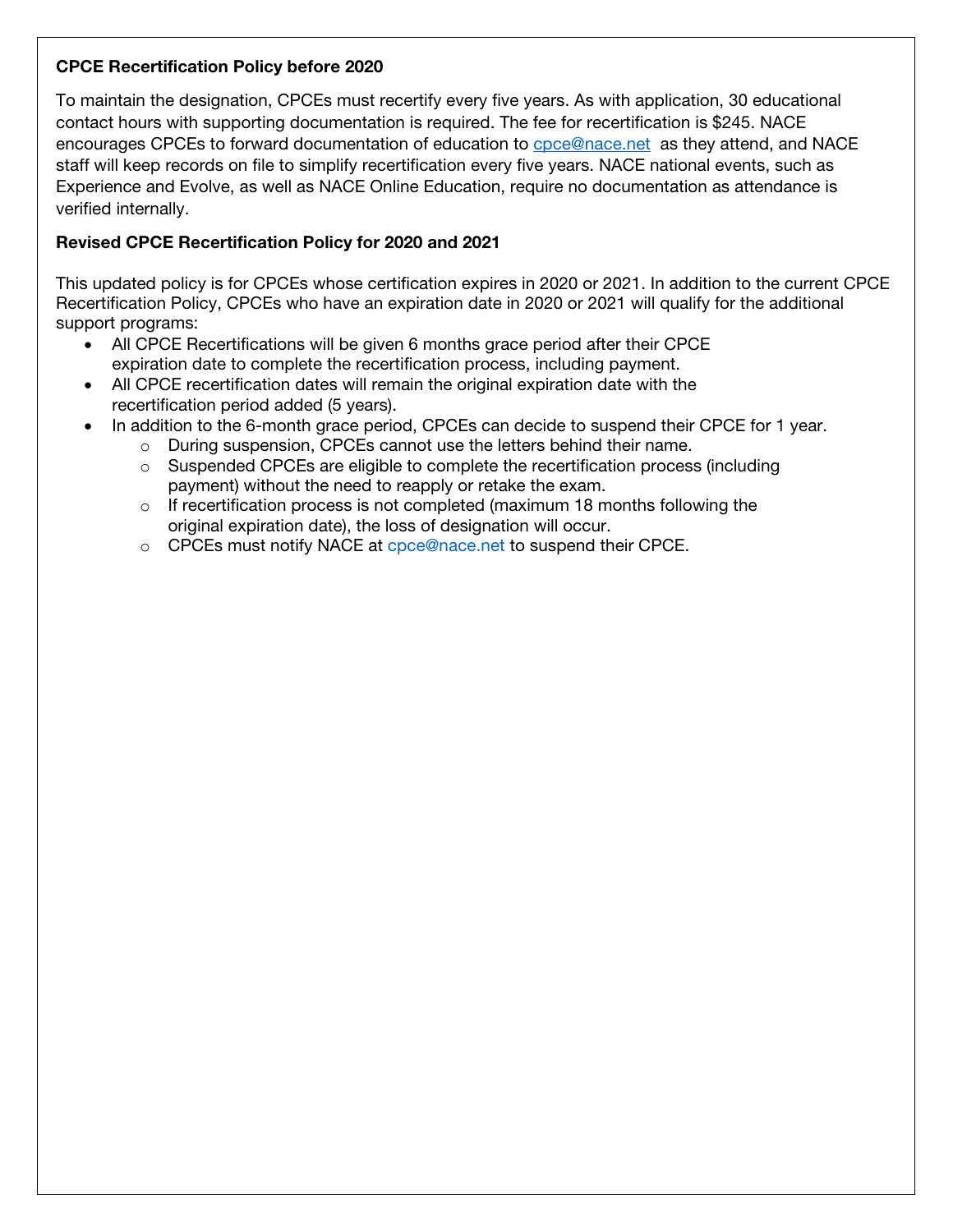**CPCE Recertification Policy before 2020**

To maintain the designation, CPCEs must recertify every five years. As with application, 30 educational contact hours with supporting documentation is required. The fee for recertification is $245. NACE encourages CPCEs to forward documentation of education to cpce@nace.net as they attend, and NACE staff will keep records on file to simplify recertification every five years. NACE national events, such as Experience and Evolve, as well as NACE Online Education, require no documentation as attendance is verified internally.

**Revised CPCE Recertification Policy for 2020 and 2021**

This updated policy is for CPCEs whose certification expires in 2020 or 2021. In addition to the current CPCE Recertification Policy, CPCEs who have an expiration date in 2020 or 2021 will qualify for the additional support programs:

- All CPCE Recertifications will be given 6 months grace period after their CPCE expiration date to complete the recertification process, including payment.
- All CPCE recertification dates will remain the original expiration date with the recertification period added (5 years).
- In addition to the 6-month grace period, CPCEs can decide to suspend their CPCE for 1 year.
  - During suspension, CPCEs cannot use the letters behind their name.
  - Suspended CPCEs are eligible to complete the recertification process (including payment) without the need to reapply or retake the exam.
  - If recertification process is not completed (maximum 18 months following the original expiration date), the loss of designation will occur.
  - CPCEs must notify NACE at cpce@nace.net to suspend their CPCE.